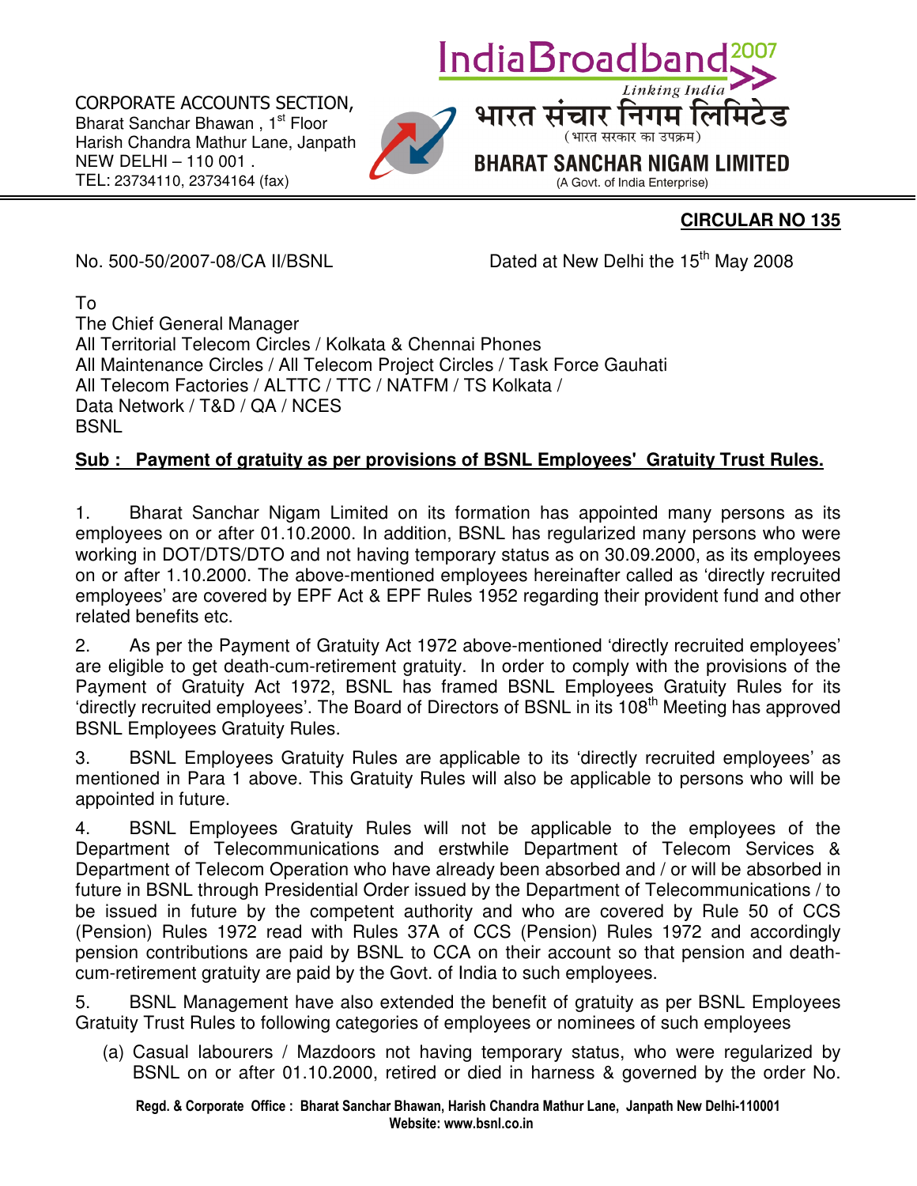CORPORATE ACCOUNTS SECTION,
Bharat Sanchar Bhawan , 1st Floor
Harish Chandra Mathur Lane, Janpath
NEW DELHI – 110 001 .
TEL: 23734110, 23734164 (fax)

IndiaBroadband 2007
Linking India

भारत संचार निगम लिमिटेड
(भारत सरकार का उपक्रम)

**BHARAT SANCHAR NIGAM LIMITED**
(A Govt. of India Enterprise)

**CIRCULAR NO 135**

No. 500-50/2007-08/CA II/BSNL Dated at New Delhi the 15th May 2008

To
The Chief General Manager
All Territorial Telecom Circles / Kolkata & Chennai Phones
All Maintenance Circles / All Telecom Project Circles / Task Force Gauhati
All Telecom Factories / ALTTC / TTC / NATFM / TS Kolkata /
Data Network / T&D / QA / NCES
BSNL

**Sub : Payment of gratuity as per provisions of BSNL Employees' Gratuity Trust Rules.**

1. Bharat Sanchar Nigam Limited on its formation has appointed many persons as its employees on or after 01.10.2000. In addition, BSNL has regularized many persons who were working in DOT/DTS/DTO and not having temporary status as on 30.09.2000, as its employees on or after 1.10.2000. The above-mentioned employees hereinafter called as 'directly recruited employees' are covered by EPF Act & EPF Rules 1952 regarding their provident fund and other related benefits etc.

2. As per the Payment of Gratuity Act 1972 above-mentioned 'directly recruited employees' are eligible to get death-cum-retirement gratuity. In order to comply with the provisions of the Payment of Gratuity Act 1972, BSNL has framed BSNL Employees Gratuity Rules for its 'directly recruited employees'. The Board of Directors of BSNL in its 108th Meeting has approved BSNL Employees Gratuity Rules.

3. BSNL Employees Gratuity Rules are applicable to its 'directly recruited employees' as mentioned in Para 1 above. This Gratuity Rules will also be applicable to persons who will be appointed in future.

4. BSNL Employees Gratuity Rules will not be applicable to the employees of the Department of Telecommunications and erstwhile Department of Telecom Services & Department of Telecom Operation who have already been absorbed and / or will be absorbed in future in BSNL through Presidential Order issued by the Department of Telecommunications / to be issued in future by the competent authority and who are covered by Rule 50 of CCS (Pension) Rules 1972 read with Rules 37A of CCS (Pension) Rules 1972 and accordingly pension contributions are paid by BSNL to CCA on their account so that pension and death-cum-retirement gratuity are paid by the Govt. of India to such employees.

5. BSNL Management have also extended the benefit of gratuity as per BSNL Employees Gratuity Trust Rules to following categories of employees or nominees of such employees

(a) Casual labourers / Mazdoors not having temporary status, who were regularized by BSNL on or after 01.10.2000, retired or died in harness & governed by the order No.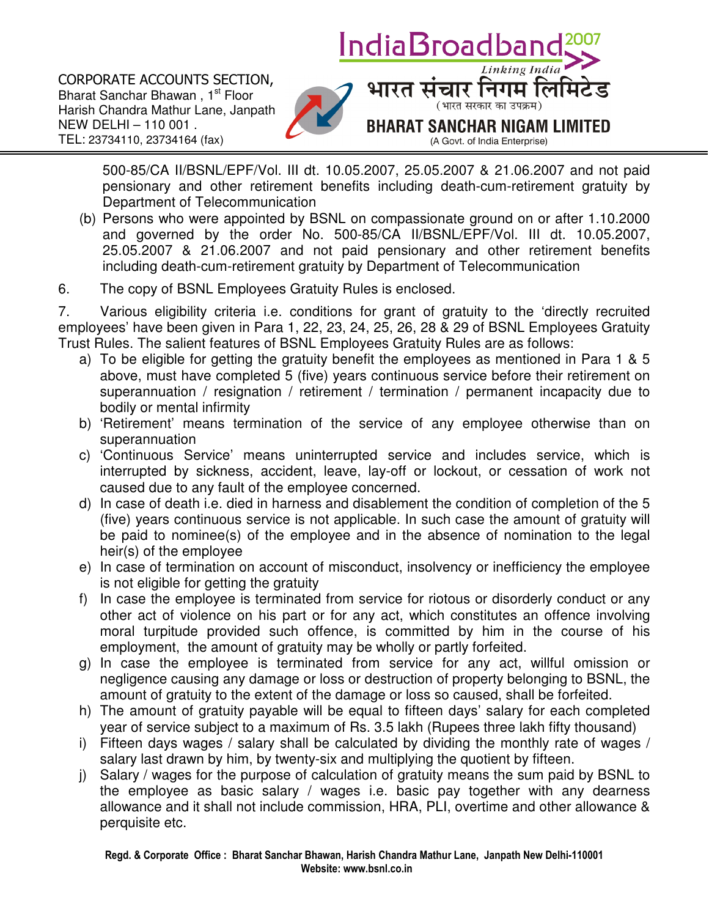500-85/CA II/BSNL/EPF/Vol. III dt. 10.05.2007, 25.05.2007 & 21.06.2007 and not paid pensionary and other retirement benefits including death-cum-retirement gratuity by Department of Telecommunication

(b) Persons who were appointed by BSNL on compassionate ground on or after 1.10.2000 and governed by the order No. 500-85/CA II/BSNL/EPF/Vol. III dt. 10.05.2007, 25.05.2007 & 21.06.2007 and not paid pensionary and other retirement benefits including death-cum-retirement gratuity by Department of Telecommunication

6. The copy of BSNL Employees Gratuity Rules is enclosed.

7. Various eligibility criteria i.e. conditions for grant of gratuity to the 'directly recruited employees' have been given in Para 1, 22, 23, 24, 25, 26, 28 & 29 of BSNL Employees Gratuity Trust Rules. The salient features of BSNL Employees Gratuity Rules are as follows:

a) To be eligible for getting the gratuity benefit the employees as mentioned in Para 1 & 5 above, must have completed 5 (five) years continuous service before their retirement on superannuation / resignation / retirement / termination / permanent incapacity due to bodily or mental infirmity
b) 'Retirement' means termination of the service of any employee otherwise than on superannuation
c) 'Continuous Service' means uninterrupted service and includes service, which is interrupted by sickness, accident, leave, lay-off or lockout, or cessation of work not caused due to any fault of the employee concerned.
d) In case of death i.e. died in harness and disablement the condition of completion of the 5 (five) years continuous service is not applicable. In such case the amount of gratuity will be paid to nominee(s) of the employee and in the absence of nomination to the legal heir(s) of the employee
e) In case of termination on account of misconduct, insolvency or inefficiency the employee is not eligible for getting the gratuity
f) In case the employee is terminated from service for riotous or disorderly conduct or any other act of violence on his part or for any act, which constitutes an offence involving moral turpitude provided such offence, is committed by him in the course of his employment, the amount of gratuity may be wholly or partly forfeited.
g) In case the employee is terminated from service for any act, willful omission or negligence causing any damage or loss or destruction of property belonging to BSNL, the amount of gratuity to the extent of the damage or loss so caused, shall be forfeited.
h) The amount of gratuity payable will be equal to fifteen days' salary for each completed year of service subject to a maximum of Rs. 3.5 lakh (Rupees three lakh fifty thousand)
i) Fifteen days wages / salary shall be calculated by dividing the monthly rate of wages / salary last drawn by him, by twenty-six and multiplying the quotient by fifteen.
j) Salary / wages for the purpose of calculation of gratuity means the sum paid by BSNL to the employee as basic salary / wages i.e. basic pay together with any dearness allowance and it shall not include commission, HRA, PLI, overtime and other allowance & perquisite etc.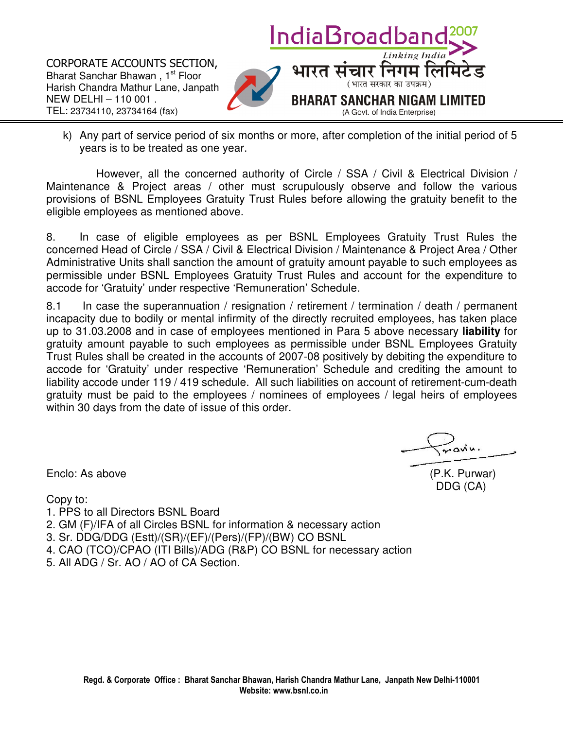k) Any part of service period of six months or more, after completion of the initial period of 5 years is to be treated as one year.

However, all the concerned authority of Circle / SSA / Civil & Electrical Division / Maintenance & Project areas / other must scrupulously observe and follow the various provisions of BSNL Employees Gratuity Trust Rules before allowing the gratuity benefit to the eligible employees as mentioned above.

8. In case of eligible employees as per BSNL Employees Gratuity Trust Rules the concerned Head of Circle / SSA / Civil & Electrical Division / Maintenance & Project Area / Other Administrative Units shall sanction the amount of gratuity amount payable to such employees as permissible under BSNL Employees Gratuity Trust Rules and account for the expenditure to accode for 'Gratuity' under respective 'Remuneration' Schedule.

8.1 In case the superannuation / resignation / retirement / termination / death / permanent incapacity due to bodily or mental infirmity of the directly recruited employees, has taken place up to 31.03.2008 and in case of employees mentioned in Para 5 above necessary **liability** for gratuity amount payable to such employees as permissible under BSNL Employees Gratuity Trust Rules shall be created in the accounts of 2007-08 positively by debiting the expenditure to accode for 'Gratuity' under respective 'Remuneration' Schedule and crediting the amount to liability accode under 119 / 419 schedule. All such liabilities on account of retirement-cum-death gratuity must be paid to the employees / nominees of employees / legal heirs of employees within 30 days from the date of issue of this order.

(P.K. Purwar)
DDG (CA)

Enclo: As above

Copy to:
1. PPS to all Directors BSNL Board
2. GM (F)/IFA of all Circles BSNL for information & necessary action
3. Sr. DDG/DDG (Estt)/(SR)/(EF)/(Pers)/(FP)/(BW) CO BSNL
4. CAO (TCO)/CPAO (ITI Bills)/ADG (R&P) CO BSNL for necessary action
5. All ADG / Sr. AO / AO of CA Section.